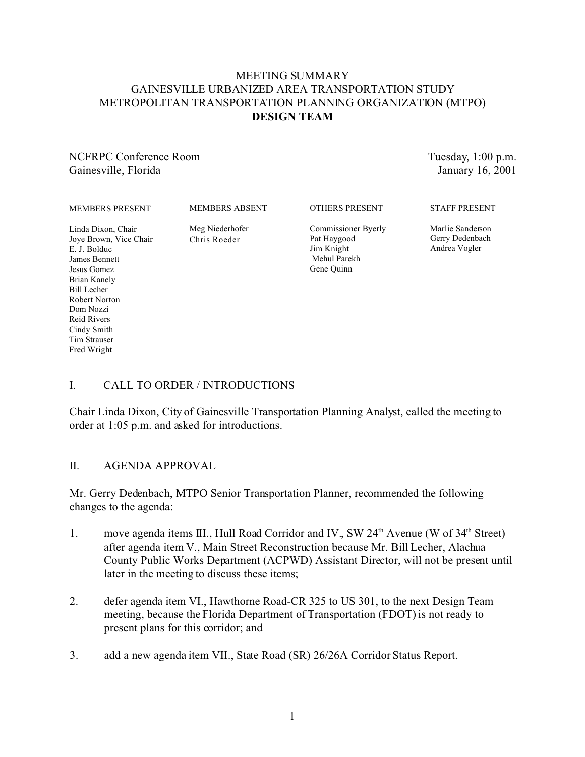# MEETING SUMMARY
# GAINESVILLE URBANIZED AREA TRANSPORTATION STUDY
# METROPOLITAN TRANSPORTATION PLANNING ORGANIZATION (MTPO)
# DESIGN TEAM

NCFRPC Conference Room
Gainesville, Florida

Tuesday, 1:00 p.m.
January 16, 2001

| MEMBERS PRESENT | MEMBERS ABSENT | OTHERS PRESENT | STAFF PRESENT |
|---|---|---|---|
| Linda Dixon, Chair | Meg Niederhofer | Commissioner Byerly | Marlie Sanderson |
| Joye Brown, Vice Chair | Chris Roeder | Pat Haygood | Gerry Dedenbach |
| E. J. Bolduc | | Jim Knight | Andrea Vogler |
| James Bennett | | Mehul Parekh | |
| Jesus Gomez | | Gene Quinn | |
| Brian Kanely | | | |
| Bill Lecher | | | |
| Robert Norton | | | |
| Dom Nozzi | | | |
| Reid Rivers | | | |
| Cindy Smith | | | |
| Tim Strauser | | | |
| Fred Wright | | | |

## I. CALL TO ORDER / INTRODUCTIONS

Chair Linda Dixon, City of Gainesville Transportation Planning Analyst, called the meeting to order at 1:05 p.m. and asked for introductions.

## II. AGENDA APPROVAL

Mr. Gerry Dedenbach, MTPO Senior Transportation Planner, recommended the following changes to the agenda:

1. move agenda items III., Hull Road Corridor and IV., SW 24th Avenue (W of 34th Street) after agenda item V., Main Street Reconstruction because Mr. Bill Lecher, Alachua County Public Works Department (ACPWD) Assistant Director, will not be present until later in the meeting to discuss these items;

2. defer agenda item VI., Hawthorne Road-CR 325 to US 301, to the next Design Team meeting, because the Florida Department of Transportation (FDOT) is not ready to present plans for this corridor; and

3. add a new agenda item VII., State Road (SR) 26/26A Corridor Status Report.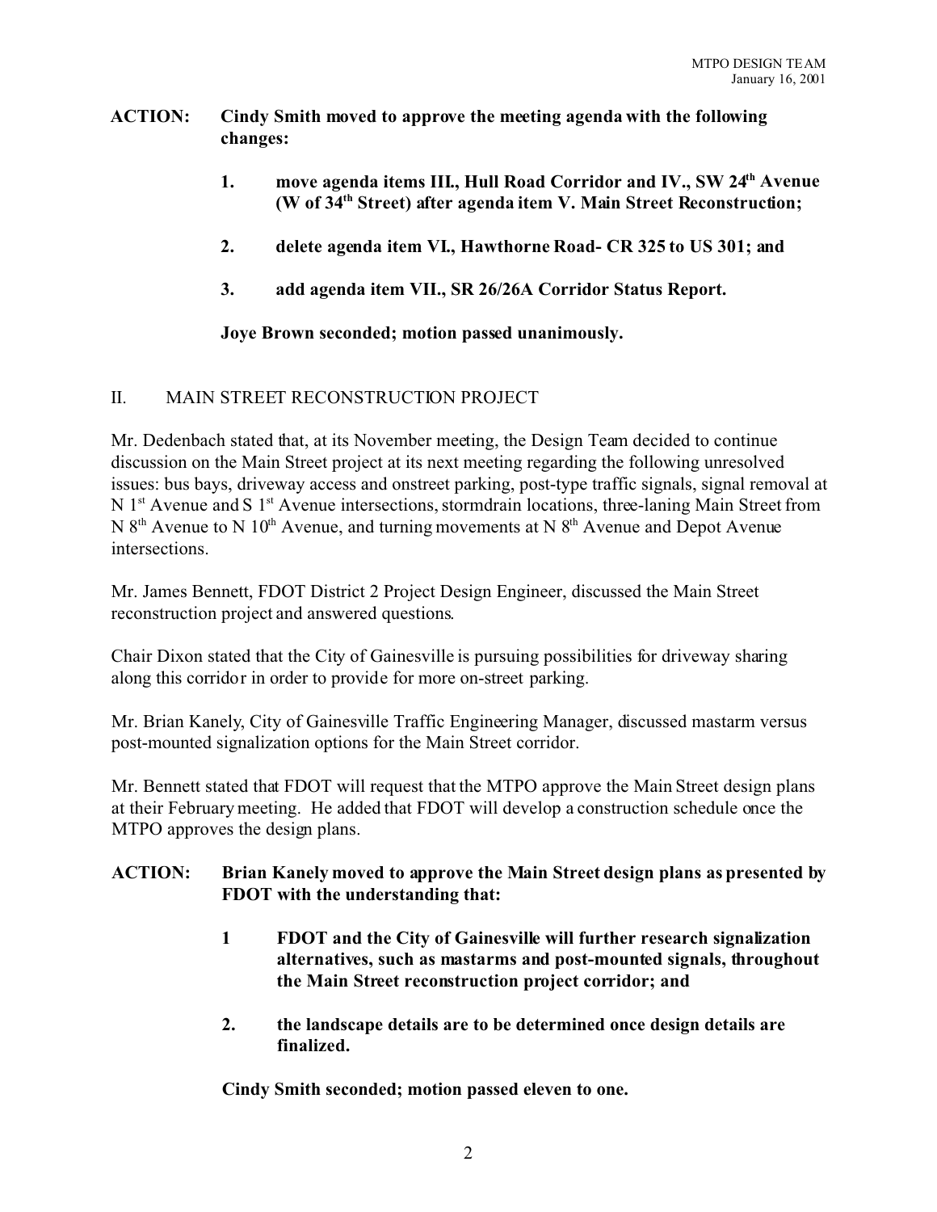**ACTION: Cindy Smith moved to approve the meeting agenda with the following changes:**

1. **move agenda items III., Hull Road Corridor and IV., SW 24th Avenue (W of 34th Street) after agenda item V. Main Street Reconstruction;**

2. **delete agenda item VI., Hawthorne Road- CR 325 to US 301; and**

3. **add agenda item VII., SR 26/26A Corridor Status Report.**

**Joye Brown seconded; motion passed unanimously.**

## II. MAIN STREET RECONSTRUCTION PROJECT

Mr. Dedenbach stated that, at its November meeting, the Design Team decided to continue discussion on the Main Street project at its next meeting regarding the following unresolved issues: bus bays, driveway access and onstreet parking, post-type traffic signals, signal removal at N 1st Avenue and S 1st Avenue intersections, stormdrain locations, three-laning Main Street from N 8th Avenue to N 10th Avenue, and turning movements at N 8th Avenue and Depot Avenue intersections.

Mr. James Bennett, FDOT District 2 Project Design Engineer, discussed the Main Street reconstruction project and answered questions.

Chair Dixon stated that the City of Gainesville is pursuing possibilities for driveway sharing along this corridor in order to provide for more on-street parking.

Mr. Brian Kanely, City of Gainesville Traffic Engineering Manager, discussed mastarm versus post-mounted signalization options for the Main Street corridor.

Mr. Bennett stated that FDOT will request that the MTPO approve the Main Street design plans at their February meeting. He added that FDOT will develop a construction schedule once the MTPO approves the design plans.

**ACTION: Brian Kanely moved to approve the Main Street design plans as presented by FDOT with the understanding that:**

1. **FDOT and the City of Gainesville will further research signalization alternatives, such as mastarms and post-mounted signals, throughout the Main Street reconstruction project corridor; and**

2. **the landscape details are to be determined once design details are finalized.**

**Cindy Smith seconded; motion passed eleven to one.**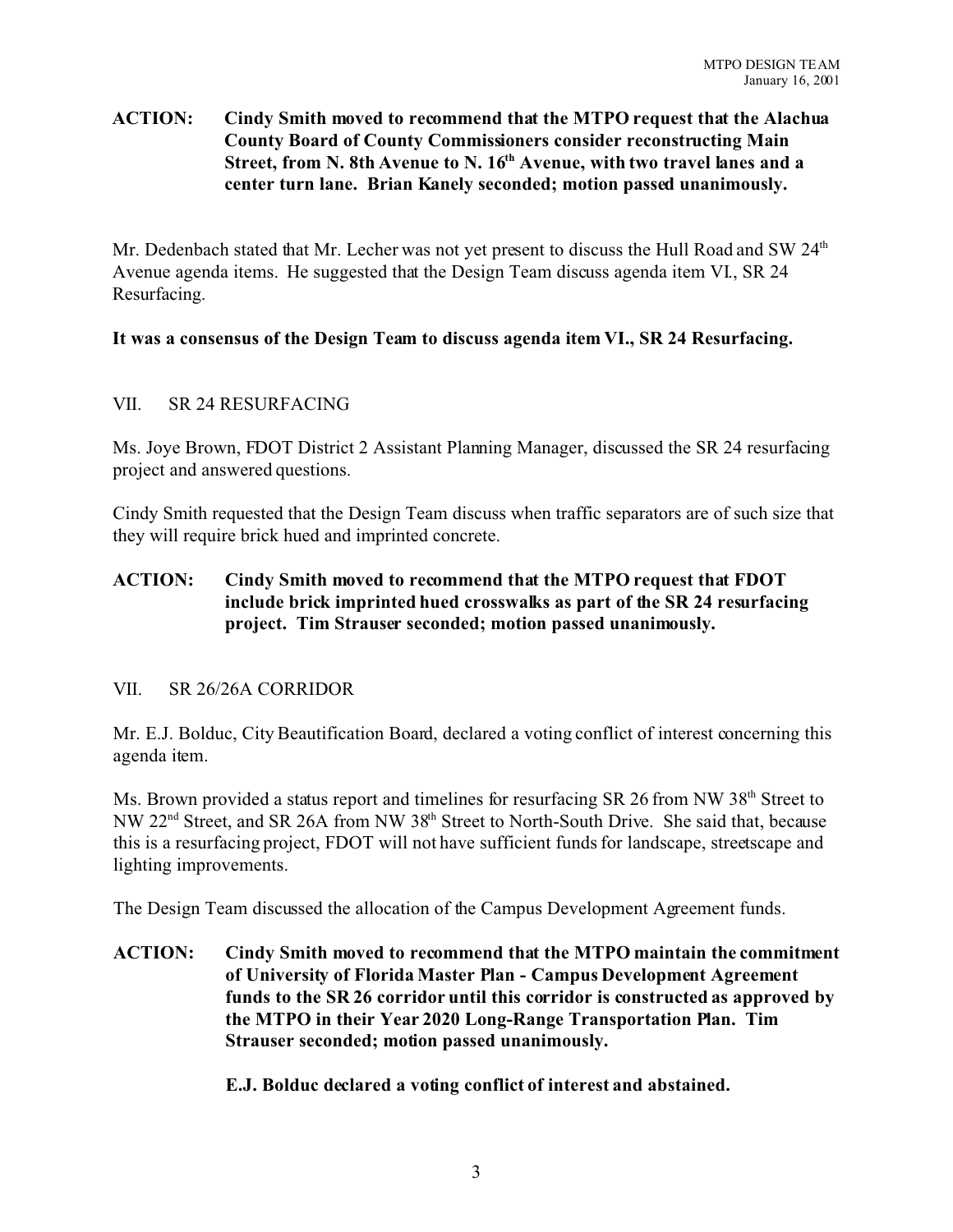**ACTION: Cindy Smith moved to recommend that the MTPO request that the Alachua County Board of County Commissioners consider reconstructing Main Street, from N. 8th Avenue to N. 16th Avenue, with two travel lanes and a center turn lane. Brian Kanely seconded; motion passed unanimously.**

Mr. Dedenbach stated that Mr. Lecher was not yet present to discuss the Hull Road and SW 24th Avenue agenda items. He suggested that the Design Team discuss agenda item VI., SR 24 Resurfacing.

**It was a consensus of the Design Team to discuss agenda item VI., SR 24 Resurfacing.**

## VII. SR 24 RESURFACING

Ms. Joye Brown, FDOT District 2 Assistant Planning Manager, discussed the SR 24 resurfacing project and answered questions.

Cindy Smith requested that the Design Team discuss when traffic separators are of such size that they will require brick hued and imprinted concrete.

**ACTION: Cindy Smith moved to recommend that the MTPO request that FDOT include brick imprinted hued crosswalks as part of the SR 24 resurfacing project. Tim Strauser seconded; motion passed unanimously.**

## VII. SR 26/26A CORRIDOR

Mr. E.J. Bolduc, City Beautification Board, declared a voting conflict of interest concerning this agenda item.

Ms. Brown provided a status report and timelines for resurfacing SR 26 from NW 38th Street to NW 22nd Street, and SR 26A from NW 38th Street to North-South Drive. She said that, because this is a resurfacing project, FDOT will not have sufficient funds for landscape, streetscape and lighting improvements.

The Design Team discussed the allocation of the Campus Development Agreement funds.

**ACTION: Cindy Smith moved to recommend that the MTPO maintain the commitment of University of Florida Master Plan - Campus Development Agreement funds to the SR 26 corridor until this corridor is constructed as approved by the MTPO in their Year 2020 Long-Range Transportation Plan. Tim Strauser seconded; motion passed unanimously.**

**E.J. Bolduc declared a voting conflict of interest and abstained.**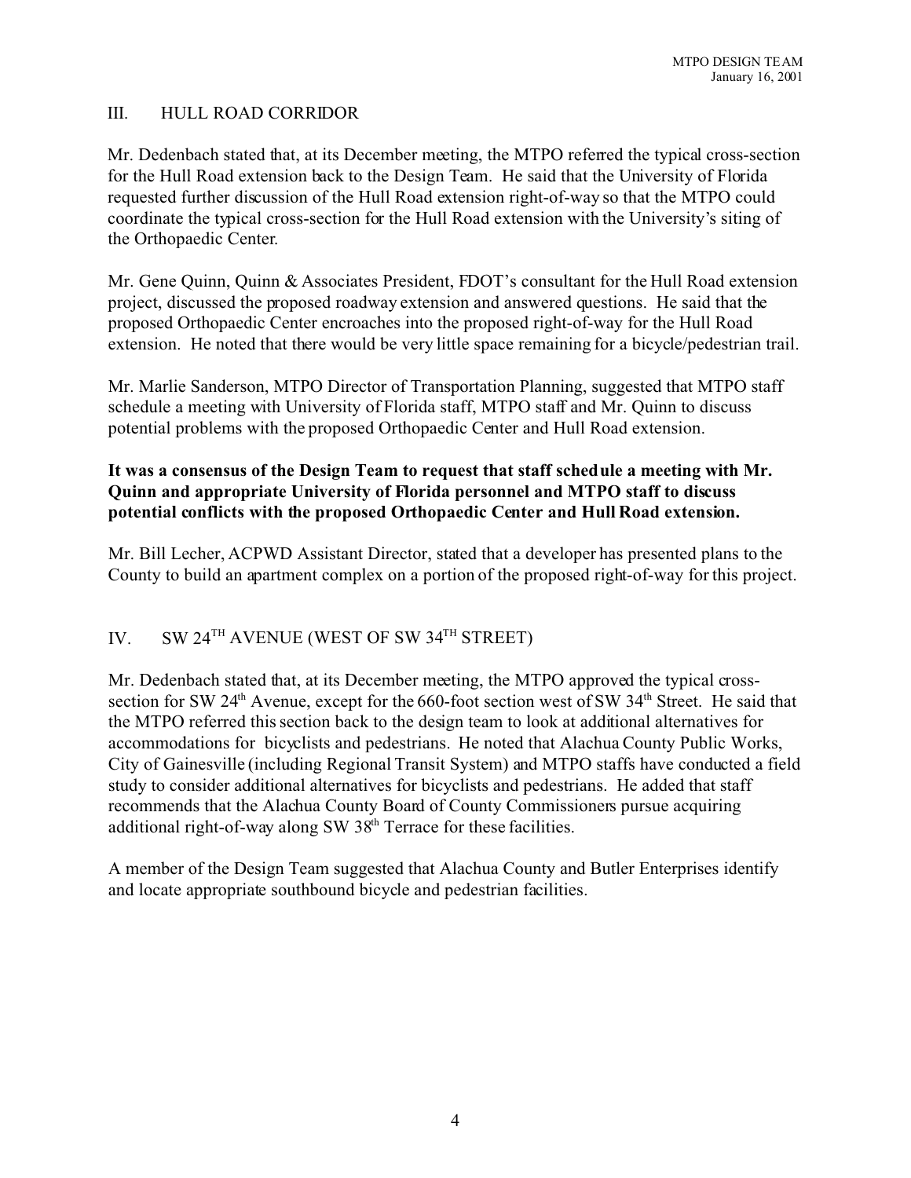## III. HULL ROAD CORRIDOR

Mr. Dedenbach stated that, at its December meeting, the MTPO referred the typical cross-section for the Hull Road extension back to the Design Team. He said that the University of Florida requested further discussion of the Hull Road extension right-of-way so that the MTPO could coordinate the typical cross-section for the Hull Road extension with the University's siting of the Orthopaedic Center.

Mr. Gene Quinn, Quinn & Associates President, FDOT's consultant for the Hull Road extension project, discussed the proposed roadway extension and answered questions. He said that the proposed Orthopaedic Center encroaches into the proposed right-of-way for the Hull Road extension. He noted that there would be very little space remaining for a bicycle/pedestrian trail.

Mr. Marlie Sanderson, MTPO Director of Transportation Planning, suggested that MTPO staff schedule a meeting with University of Florida staff, MTPO staff and Mr. Quinn to discuss potential problems with the proposed Orthopaedic Center and Hull Road extension.

**It was a consensus of the Design Team to request that staff schedule a meeting with Mr. Quinn and appropriate University of Florida personnel and MTPO staff to discuss potential conflicts with the proposed Orthopaedic Center and Hull Road extension.**

Mr. Bill Lecher, ACPWD Assistant Director, stated that a developer has presented plans to the County to build an apartment complex on a portion of the proposed right-of-way for this project.

## IV. SW 24TH AVENUE (WEST OF SW 34TH STREET)

Mr. Dedenbach stated that, at its December meeting, the MTPO approved the typical cross-section for SW 24th Avenue, except for the 660-foot section west of SW 34th Street. He said that the MTPO referred this section back to the design team to look at additional alternatives for accommodations for bicyclists and pedestrians. He noted that Alachua County Public Works, City of Gainesville (including Regional Transit System) and MTPO staffs have conducted a field study to consider additional alternatives for bicyclists and pedestrians. He added that staff recommends that the Alachua County Board of County Commissioners pursue acquiring additional right-of-way along SW 38th Terrace for these facilities.

A member of the Design Team suggested that Alachua County and Butler Enterprises identify and locate appropriate southbound bicycle and pedestrian facilities.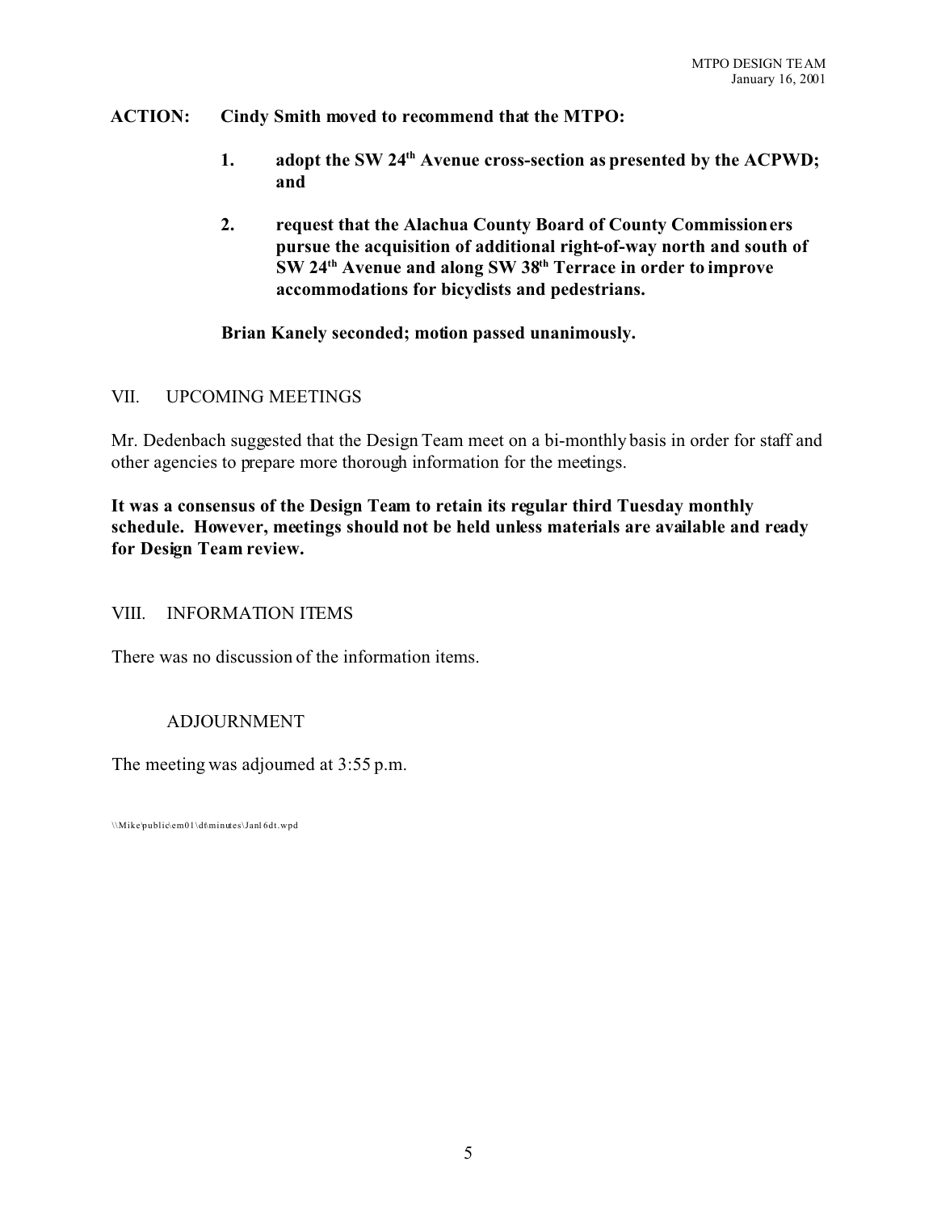**ACTION: Cindy Smith moved to recommend that the MTPO:**

1. **adopt the SW 24th Avenue cross-section as presented by the ACPWD; and**

2. **request that the Alachua County Board of County Commissioners pursue the acquisition of additional right-of-way north and south of SW 24th Avenue and along SW 38th Terrace in order to improve accommodations for bicyclists and pedestrians.**

**Brian Kanely seconded; motion passed unanimously.**

## VII. UPCOMING MEETINGS

Mr. Dedenbach suggested that the Design Team meet on a bi-monthly basis in order for staff and other agencies to prepare more thorough information for the meetings.

**It was a consensus of the Design Team to retain its regular third Tuesday monthly schedule. However, meetings should not be held unless materials are available and ready for Design Team review.**

## VIII. INFORMATION ITEMS

There was no discussion of the information items.

## ADJOURNMENT

The meeting was adjourned at 3:55 p.m.

\\Mike\public\em01\dt\minutes\Jan16dt.wpd